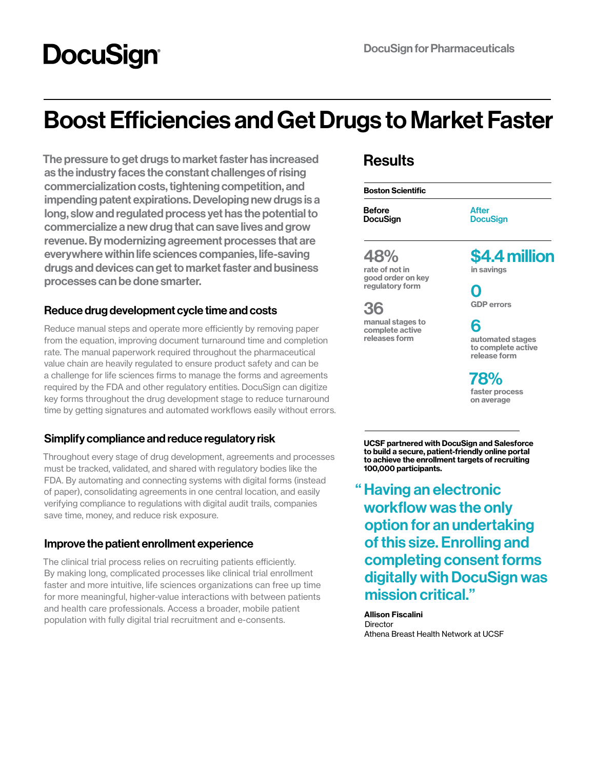DocuSign

DocuSign for Pharmaceuticals

# Boost Efficiencies and Get Drugs to Market Faster

**The pressure to get drugs to market faster has increased as the industry faces the constant challenges of rising commercialization costs, tightening competition, and impending patent expirations. Developing new drugs is a long, slow and regulated process yet has the potential to commercialize a new drug that can save lives and grow revenue. By modernizing agreement processes that are everywhere within life sciences companies, life-saving drugs and devices can get to market faster and business processes can be done smarter.**

### Reduce drug development cycle time and costs

Reduce manual steps and operate more efficiently by removing paper from the equation, improving document turnaround time and completion rate. The manual paperwork required throughout the pharmaceutical value chain are heavily regulated to ensure product safety and can be a challenge for life sciences firms to manage the forms and agreements required by the FDA and other regulatory entities. DocuSign can digitize key forms throughout the drug development stage to reduce turnaround time by getting signatures and automated workflows easily without errors.

### Simplify compliance and reduce regulatory risk

Throughout every stage of drug development, agreements and processes must be tracked, validated, and shared with regulatory bodies like the FDA. By automating and connecting systems with digital forms (instead of paper), consolidating agreements in one central location, and easily verifying compliance to regulations with digital audit trails, companies save time, money, and reduce risk exposure.

### Improve the patient enrollment experience

The clinical trial process relies on recruiting patients efficiently. By making long, complicated processes like clinical trial enrollment faster and more intuitive, life sciences organizations can free up time for more meaningful, higher-value interactions with between patients and health care professionals. Access a broader, mobile patient population with fully digital trial recruitment and e-consents.

## Results

**Boston Scientific**

| Before DocuSign | After DocuSign |
|---|---|
| **48%** rate of not in good order on key regulatory form | **$4.4 million** in savings |
| | **0** GDP errors |
| **36** manual stages to complete active releases form | **6** automated stages to complete active release form |
| | **78%** faster process on average |

**UCSF partnered with DocuSign and Salesforce to build a secure, patient-friendly online portal to achieve the enrollment targets of recruiting 100,000 participants.**

> **"Having an electronic workflow was the only option for an undertaking of this size. Enrolling and completing consent forms digitally with DocuSign was mission critical."**

**Allison Fiscalini**
Director
Athena Breast Health Network at UCSF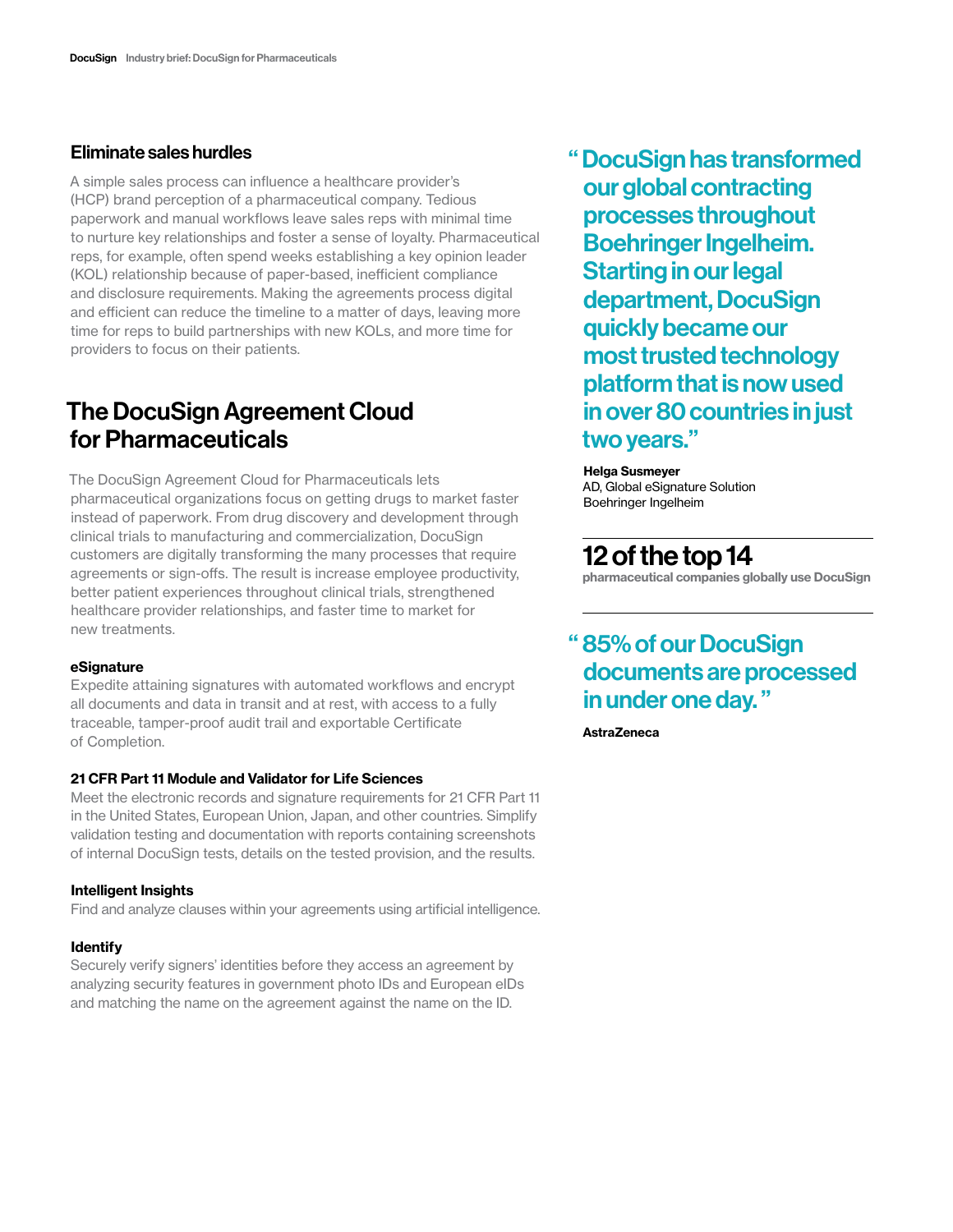## Eliminate sales hurdles

A simple sales process can influence a healthcare provider's (HCP) brand perception of a pharmaceutical company. Tedious paperwork and manual workflows leave sales reps with minimal time to nurture key relationships and foster a sense of loyalty. Pharmaceutical reps, for example, often spend weeks establishing a key opinion leader (KOL) relationship because of paper-based, inefficient compliance and disclosure requirements. Making the agreements process digital and efficient can reduce the timeline to a matter of days, leaving more time for reps to build partnerships with new KOLs, and more time for providers to focus on their patients.

# The DocuSign Agreement Cloud for Pharmaceuticals

The DocuSign Agreement Cloud for Pharmaceuticals lets pharmaceutical organizations focus on getting drugs to market faster instead of paperwork. From drug discovery and development through clinical trials to manufacturing and commercialization, DocuSign customers are digitally transforming the many processes that require agreements or sign-offs. The result is increase employee productivity, better patient experiences throughout clinical trials, strengthened healthcare provider relationships, and faster time to market for new treatments.

**eSignature**
Expedite attaining signatures with automated workflows and encrypt all documents and data in transit and at rest, with access to a fully traceable, tamper-proof audit trail and exportable Certificate of Completion.

**21 CFR Part 11 Module and Validator for Life Sciences**
Meet the electronic records and signature requirements for 21 CFR Part 11 in the United States, European Union, Japan, and other countries. Simplify validation testing and documentation with reports containing screenshots of internal DocuSign tests, details on the tested provision, and the results.

**Intelligent Insights**
Find and analyze clauses within your agreements using artificial intelligence.

**Identify**
Securely verify signers' identities before they access an agreement by analyzing security features in government photo IDs and European eIDs and matching the name on the agreement against the name on the ID.

> "DocuSign has transformed our global contracting processes throughout Boehringer Ingelheim. Starting in our legal department, DocuSign quickly became our most trusted technology platform that is now used in over 80 countries in just two years."

**Helga Susmeyer**
AD, Global eSignature Solution
Boehringer Ingelheim

## 12 of the top 14

**pharmaceutical companies globally use DocuSign**

> "85% of our DocuSign documents are processed in under one day."

**AstraZeneca**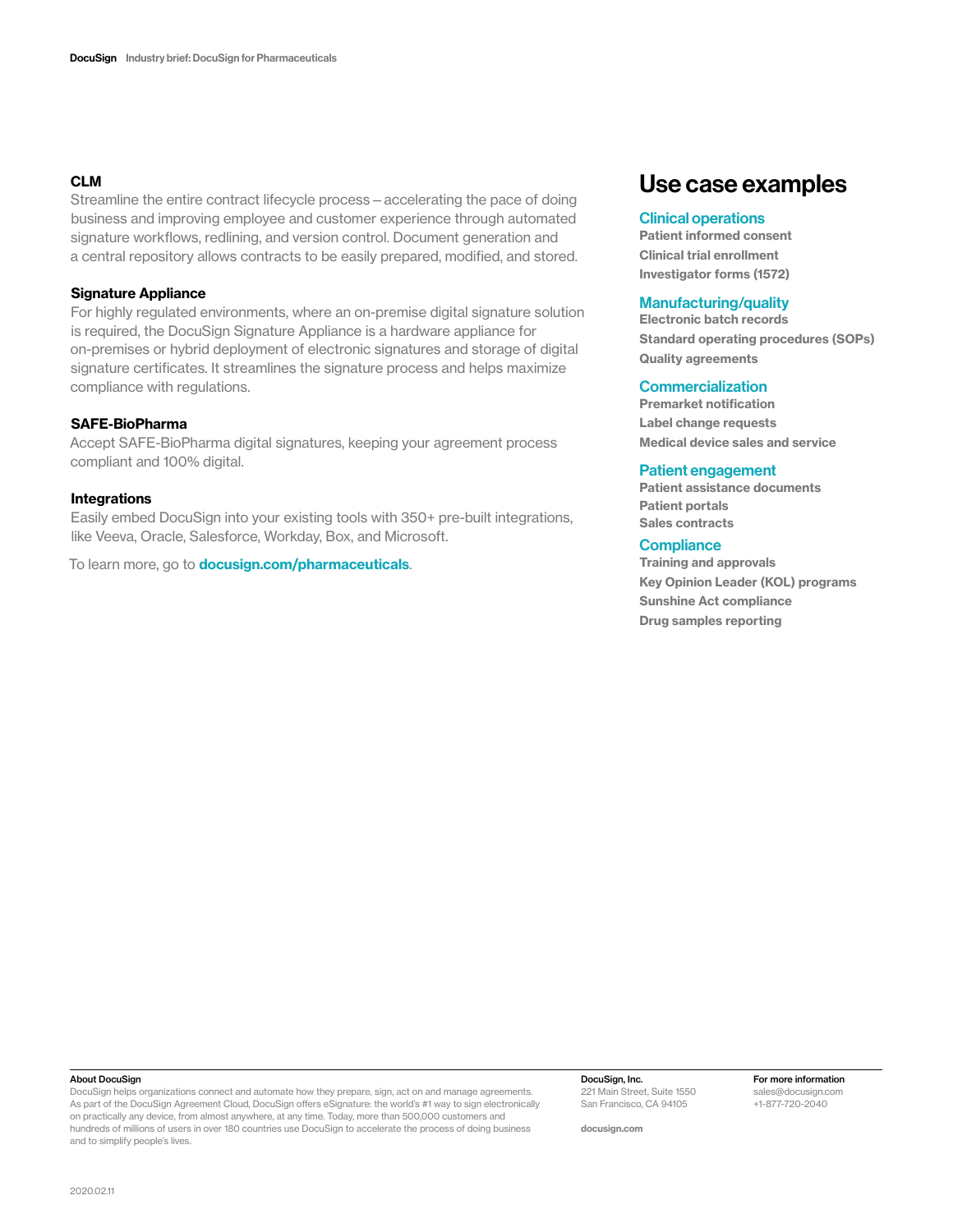### CLM

Streamline the entire contract lifecycle process – accelerating the pace of doing business and improving employee and customer experience through automated signature workflows, redlining, and version control. Document generation and a central repository allows contracts to be easily prepared, modified, and stored.

### Signature Appliance

For highly regulated environments, where an on-premise digital signature solution is required, the DocuSign Signature Appliance is a hardware appliance for on-premises or hybrid deployment of electronic signatures and storage of digital signature certificates. It streamlines the signature process and helps maximize compliance with regulations.

### SAFE-BioPharma

Accept SAFE-BioPharma digital signatures, keeping your agreement process compliant and 100% digital.

### Integrations

Easily embed DocuSign into your existing tools with 350+ pre-built integrations, like Veeva, Oracle, Salesforce, Workday, Box, and Microsoft.

To learn more, go to **docusign.com/pharmaceuticals**.

## Use case examples

### Clinical operations

**Patient informed consent**
**Clinical trial enrollment**
**Investigator forms (1572)**

### Manufacturing/quality

**Electronic batch records**
**Standard operating procedures (SOPs)**
**Quality agreements**

### Commercialization

**Premarket notification**
**Label change requests**
**Medical device sales and service**

### Patient engagement

**Patient assistance documents**
**Patient portals**
**Sales contracts**

### Compliance

**Training and approvals**
**Key Opinion Leader (KOL) programs**
**Sunshine Act compliance**
**Drug samples reporting**

---

**About DocuSign**

DocuSign helps organizations connect and automate how they prepare, sign, act on and manage agreements. As part of the DocuSign Agreement Cloud, DocuSign offers eSignature: the world's #1 way to sign electronically on practically any device, from almost anywhere, at any time. Today, more than 500,000 customers and hundreds of millions of users in over 180 countries use DocuSign to accelerate the process of doing business and to simplify people's lives.

**DocuSign, Inc.**
221 Main Street, Suite 1550
San Francisco, CA 94105

**docusign.com**

**For more information**
sales@docusign.com
+1-877-720-2040

2020.02.11